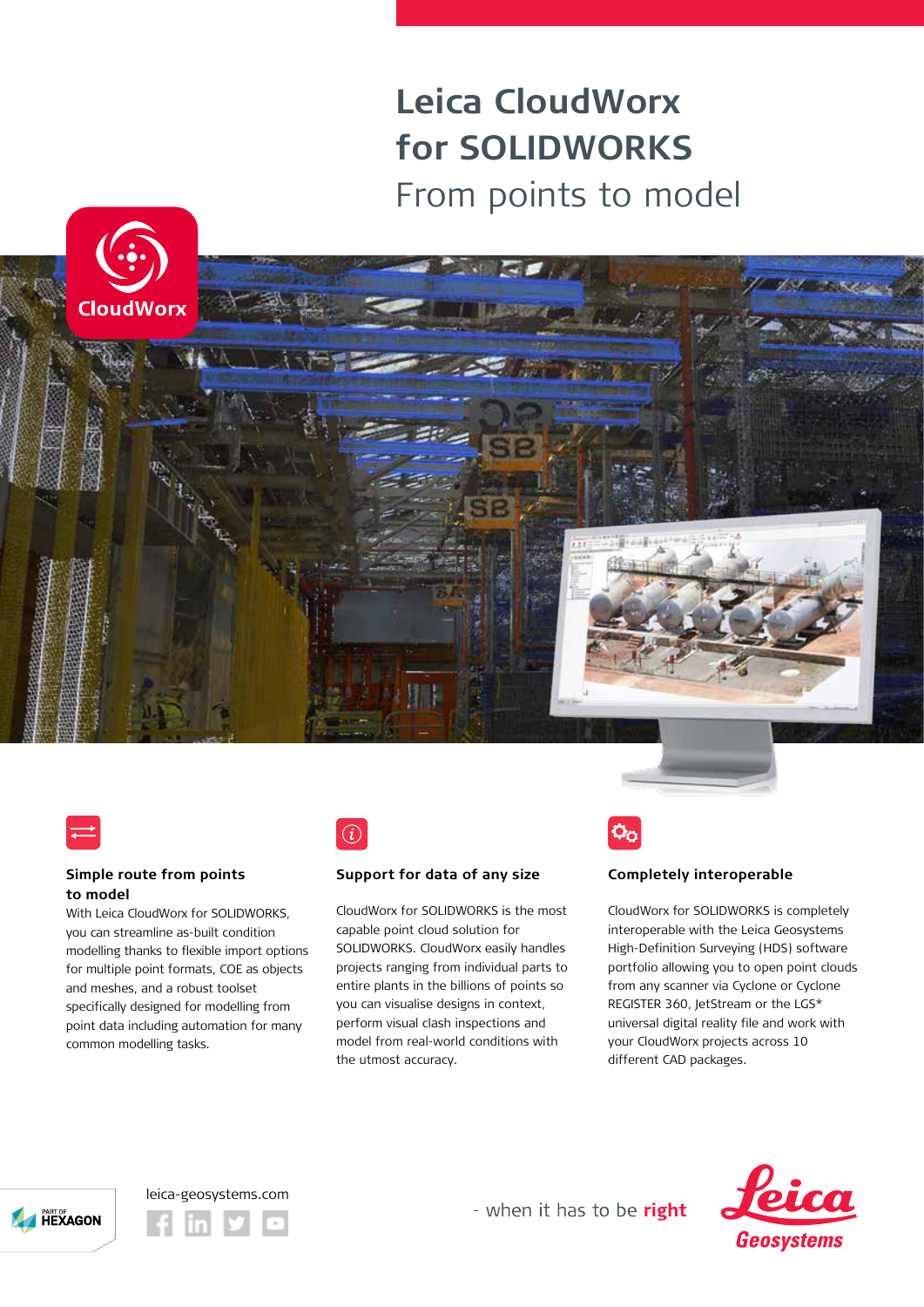# Leica CloudWorx for SOLIDWORKS

## From points to model

CloudWorx

### Simple route from points to model

With Leica CloudWorx for SOLIDWORKS, you can streamline as-built condition modelling thanks to flexible import options for multiple point formats, COE as objects and meshes, and a robust toolset specifically designed for modelling from point data including automation for many common modelling tasks.

### Support for data of any size

CloudWorx for SOLIDWORKS is the most capable point cloud solution for SOLIDWORKS. CloudWorx easily handles projects ranging from individual parts to entire plants in the billions of points so you can visualise designs in context, perform visual clash inspections and model from real-world conditions with the utmost accuracy.

### Completely interoperable

CloudWorx for SOLIDWORKS is completely interoperable with the Leica Geosystems High-Definition Surveying (HDS) software portfolio allowing you to open point clouds from any scanner via Cyclone or Cyclone REGISTER 360, JetStream or the LGS* universal digital reality file and work with your CloudWorx projects across 10 different CAD packages.

PART OF HEXAGON

leica-geosystems.com

- when it has to be **right**

Leica Geosystems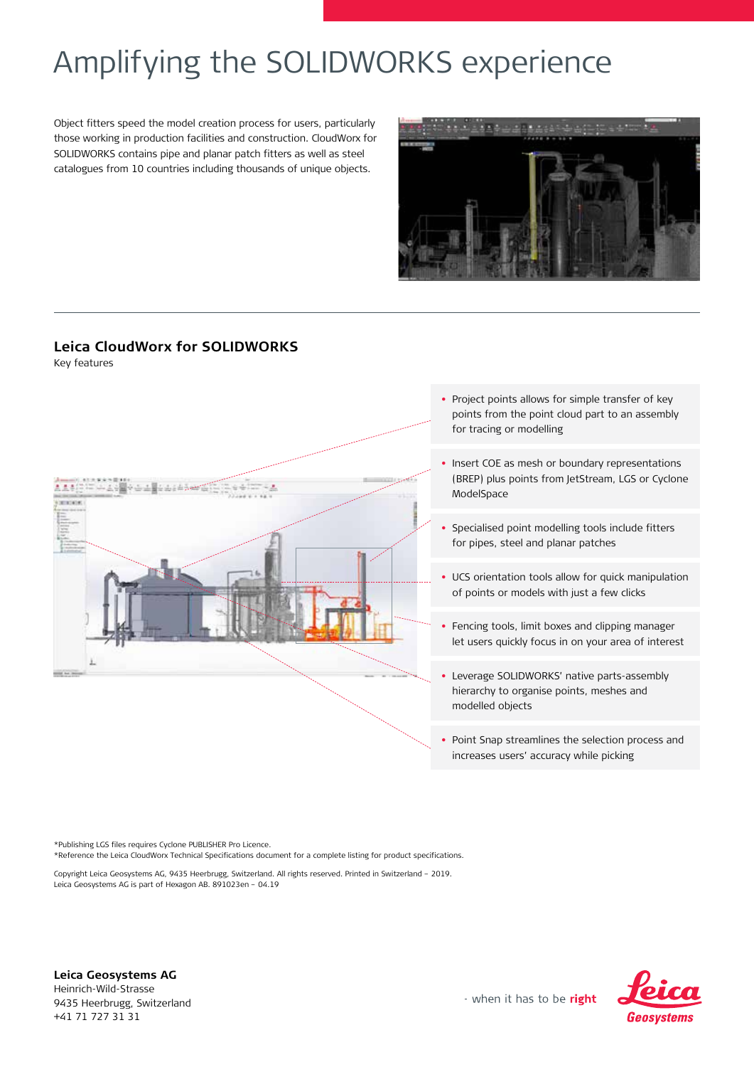# Amplifying the SOLIDWORKS experience

Object fitters speed the model creation process for users, particularly those working in production facilities and construction. CloudWorx for SOLIDWORKS contains pipe and planar patch fitters as well as steel catalogues from 10 countries including thousands of unique objects.

## Leica CloudWorx for SOLIDWORKS

Key features

- Project points allows for simple transfer of key points from the point cloud part to an assembly for tracing or modelling
- Insert COE as mesh or boundary representations (BREP) plus points from JetStream, LGS or Cyclone ModelSpace
- Specialised point modelling tools include fitters for pipes, steel and planar patches
- UCS orientation tools allow for quick manipulation of points or models with just a few clicks
- Fencing tools, limit boxes and clipping manager let users quickly focus in on your area of interest
- Leverage SOLIDWORKS' native parts-assembly hierarchy to organise points, meshes and modelled objects
- Point Snap streamlines the selection process and increases users' accuracy while picking

*Publishing LGS files requires Cyclone PUBLISHER Pro Licence.
*Reference the Leica CloudWorx Technical Specifications document for a complete listing for product specifications.

Copyright Leica Geosystems AG, 9435 Heerbrugg, Switzerland. All rights reserved. Printed in Switzerland – 2019.
Leica Geosystems AG is part of Hexagon AB. 891023en – 04.19

**Leica Geosystems AG**
Heinrich-Wild-Strasse
9435 Heerbrugg, Switzerland
+41 71 727 31 31

- when it has to be **right**

Leica Geosystems